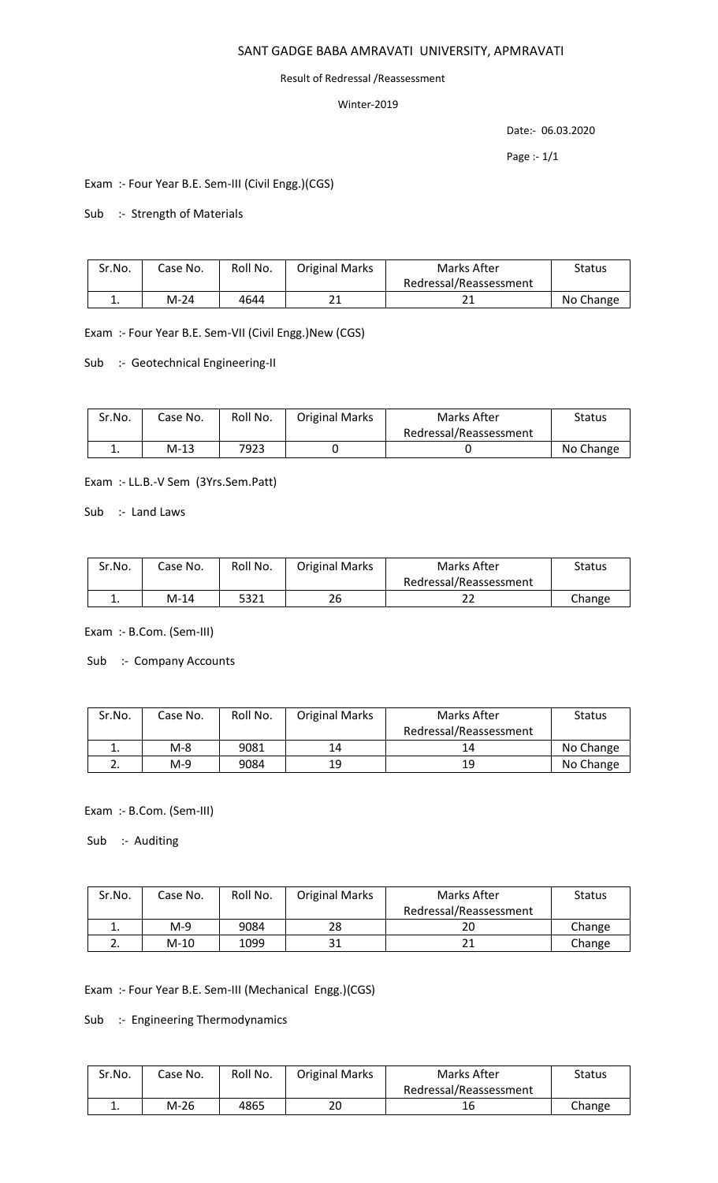# SANT GADGE BABA AMRAVATI UNIVERSITY, APMRAVATI

Result of Redressal /Reassessment

Winter-2019

Date:- 06.03.2020

Exam :- Four Year B.E. Sem-III (Civil Engg.)(CGS)

Sub :- Strength of Materials

| Sr.No. | Case No. | Roll No. | Original Marks | Marks After Redressal/Reassessment | Status |
|---|---|---|---|---|---|
| 1. | M-24 | 4644 | 21 | 21 | No Change |

Exam :- Four Year B.E. Sem-VII (Civil Engg.)New (CGS)

Sub :- Geotechnical Engineering-II

| Sr.No. | Case No. | Roll No. | Original Marks | Marks After Redressal/Reassessment | Status |
|---|---|---|---|---|---|
| 1. | M-13 | 7923 | 0 | 0 | No Change |

Exam :- LL.B.-V Sem (3Yrs.Sem.Patt)

Sub :- Land Laws

| Sr.No. | Case No. | Roll No. | Original Marks | Marks After Redressal/Reassessment | Status |
|---|---|---|---|---|---|
| 1. | M-14 | 5321 | 26 | 22 | Change |

Exam :- B.Com. (Sem-III)

Sub :- Company Accounts

| Sr.No. | Case No. | Roll No. | Original Marks | Marks After Redressal/Reassessment | Status |
|---|---|---|---|---|---|
| 1. | M-8 | 9081 | 14 | 14 | No Change |
| 2. | M-9 | 9084 | 19 | 19 | No Change |

Exam :- B.Com. (Sem-III)

Sub :- Auditing

| Sr.No. | Case No. | Roll No. | Original Marks | Marks After Redressal/Reassessment | Status |
|---|---|---|---|---|---|
| 1. | M-9 | 9084 | 28 | 20 | Change |
| 2. | M-10 | 1099 | 31 | 21 | Change |

Exam :- Four Year B.E. Sem-III (Mechanical Engg.)(CGS)

Sub :- Engineering Thermodynamics

| Sr.No. | Case No. | Roll No. | Original Marks | Marks After Redressal/Reassessment | Status |
|---|---|---|---|---|---|
| 1. | M-26 | 4865 | 20 | 16 | Change |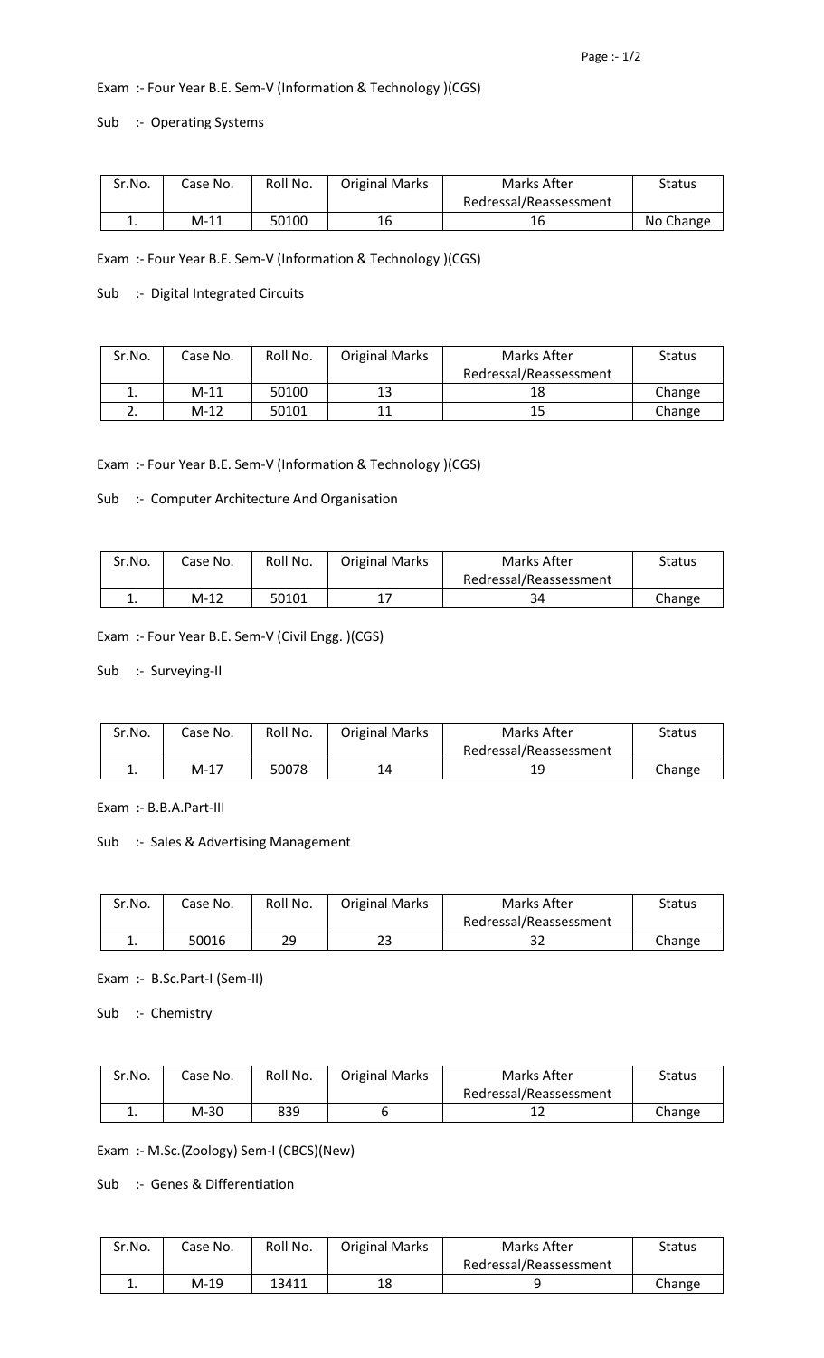Exam :- Four Year B.E. Sem-V (Information & Technology )(CGS)

Sub :- Operating Systems

| Sr.No. | Case No. | Roll No. | Original Marks | Marks After Redressal/Reassessment | Status |
|---|---|---|---|---|---|
| 1. | M-11 | 50100 | 16 | 16 | No Change |

Exam :- Four Year B.E. Sem-V (Information & Technology )(CGS)

Sub :- Digital Integrated Circuits

| Sr.No. | Case No. | Roll No. | Original Marks | Marks After Redressal/Reassessment | Status |
|---|---|---|---|---|---|
| 1. | M-11 | 50100 | 13 | 18 | Change |
| 2. | M-12 | 50101 | 11 | 15 | Change |

Exam :- Four Year B.E. Sem-V (Information & Technology )(CGS)

Sub :- Computer Architecture And Organisation

| Sr.No. | Case No. | Roll No. | Original Marks | Marks After Redressal/Reassessment | Status |
|---|---|---|---|---|---|
| 1. | M-12 | 50101 | 17 | 34 | Change |

Exam :- Four Year B.E. Sem-V (Civil Engg. )(CGS)

Sub :- Surveying-II

| Sr.No. | Case No. | Roll No. | Original Marks | Marks After Redressal/Reassessment | Status |
|---|---|---|---|---|---|
| 1. | M-17 | 50078 | 14 | 19 | Change |

Exam :- B.B.A.Part-III

Sub :- Sales & Advertising Management

| Sr.No. | Case No. | Roll No. | Original Marks | Marks After Redressal/Reassessment | Status |
|---|---|---|---|---|---|
| 1. | 50016 | 29 | 23 | 32 | Change |

Exam :- B.Sc.Part-I (Sem-II)

Sub :- Chemistry

| Sr.No. | Case No. | Roll No. | Original Marks | Marks After Redressal/Reassessment | Status |
|---|---|---|---|---|---|
| 1. | M-30 | 839 | 6 | 12 | Change |

Exam :- M.Sc.(Zoology) Sem-I (CBCS)(New)

Sub :- Genes & Differentiation

| Sr.No. | Case No. | Roll No. | Original Marks | Marks After Redressal/Reassessment | Status |
|---|---|---|---|---|---|
| 1. | M-19 | 13411 | 18 | 9 | Change |